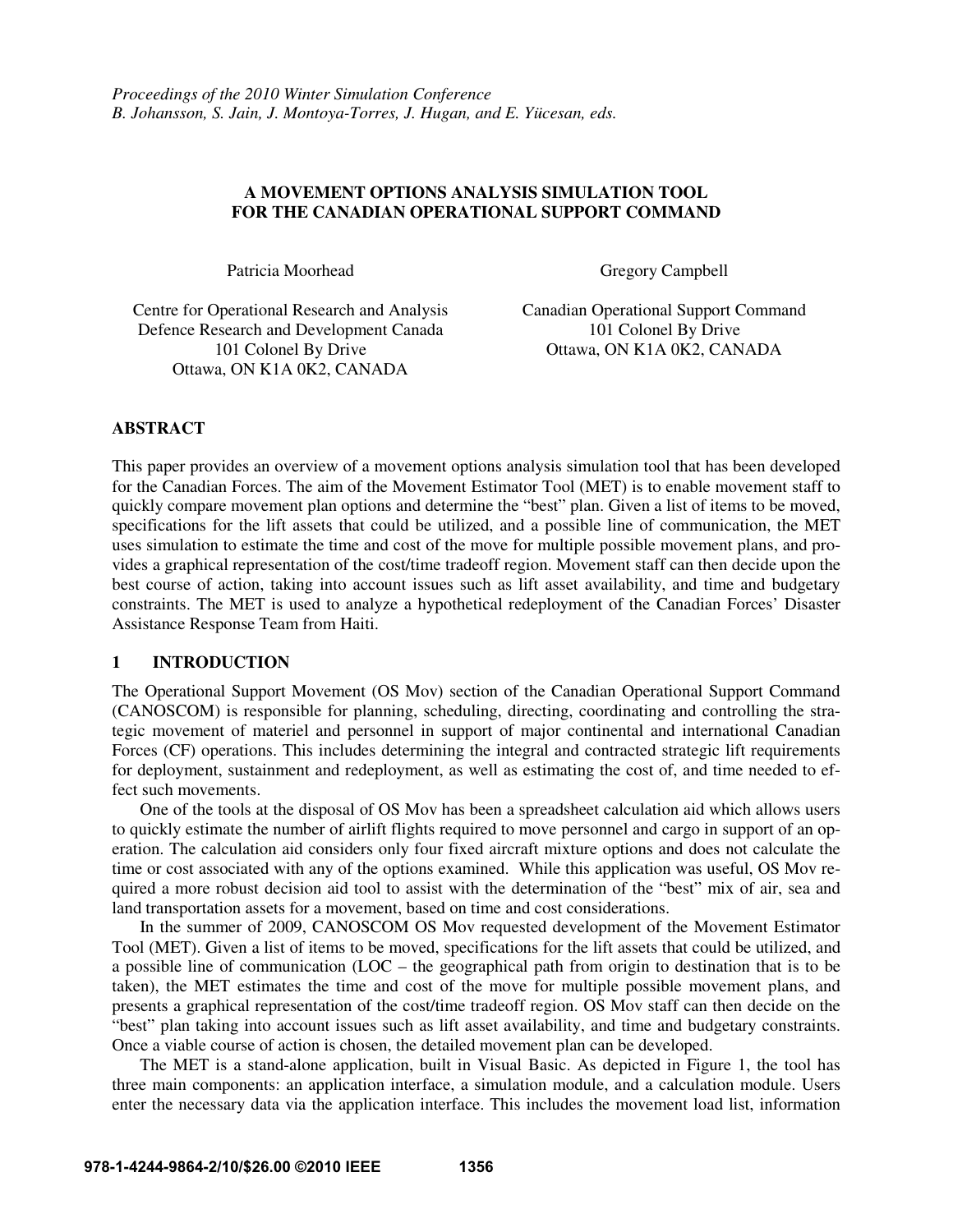*Proceedings of the 2010 Winter Simulation Conference*
*B. Johansson, S. Jain, J. Montoya-Torres, J. Hugan, and E. Yücesan, eds.*

# A MOVEMENT OPTIONS ANALYSIS SIMULATION TOOL FOR THE CANADIAN OPERATIONAL SUPPORT COMMAND

Patricia Moorhead

Centre for Operational Research and Analysis
Defence Research and Development Canada
101 Colonel By Drive
Ottawa, ON K1A 0K2, CANADA

Gregory Campbell

Canadian Operational Support Command
101 Colonel By Drive
Ottawa, ON K1A 0K2, CANADA

## ABSTRACT

This paper provides an overview of a movement options analysis simulation tool that has been developed for the Canadian Forces. The aim of the Movement Estimator Tool (MET) is to enable movement staff to quickly compare movement plan options and determine the "best" plan. Given a list of items to be moved, specifications for the lift assets that could be utilized, and a possible line of communication, the MET uses simulation to estimate the time and cost of the move for multiple possible movement plans, and provides a graphical representation of the cost/time tradeoff region. Movement staff can then decide upon the best course of action, taking into account issues such as lift asset availability, and time and budgetary constraints. The MET is used to analyze a hypothetical redeployment of the Canadian Forces' Disaster Assistance Response Team from Haiti.

## 1 INTRODUCTION

The Operational Support Movement (OS Mov) section of the Canadian Operational Support Command (CANOSCOM) is responsible for planning, scheduling, directing, coordinating and controlling the strategic movement of materiel and personnel in support of major continental and international Canadian Forces (CF) operations. This includes determining the integral and contracted strategic lift requirements for deployment, sustainment and redeployment, as well as estimating the cost of, and time needed to effect such movements.

One of the tools at the disposal of OS Mov has been a spreadsheet calculation aid which allows users to quickly estimate the number of airlift flights required to move personnel and cargo in support of an operation. The calculation aid considers only four fixed aircraft mixture options and does not calculate the time or cost associated with any of the options examined. While this application was useful, OS Mov required a more robust decision aid tool to assist with the determination of the "best" mix of air, sea and land transportation assets for a movement, based on time and cost considerations.

In the summer of 2009, CANOSCOM OS Mov requested development of the Movement Estimator Tool (MET). Given a list of items to be moved, specifications for the lift assets that could be utilized, and a possible line of communication (LOC – the geographical path from origin to destination that is to be taken), the MET estimates the time and cost of the move for multiple possible movement plans, and presents a graphical representation of the cost/time tradeoff region. OS Mov staff can then decide on the "best" plan taking into account issues such as lift asset availability, and time and budgetary constraints. Once a viable course of action is chosen, the detailed movement plan can be developed.

The MET is a stand-alone application, built in Visual Basic. As depicted in Figure 1, the tool has three main components: an application interface, a simulation module, and a calculation module. Users enter the necessary data via the application interface. This includes the movement load list, information

**978-1-4244-9864-2/10/$26.00 ©2010 IEEE**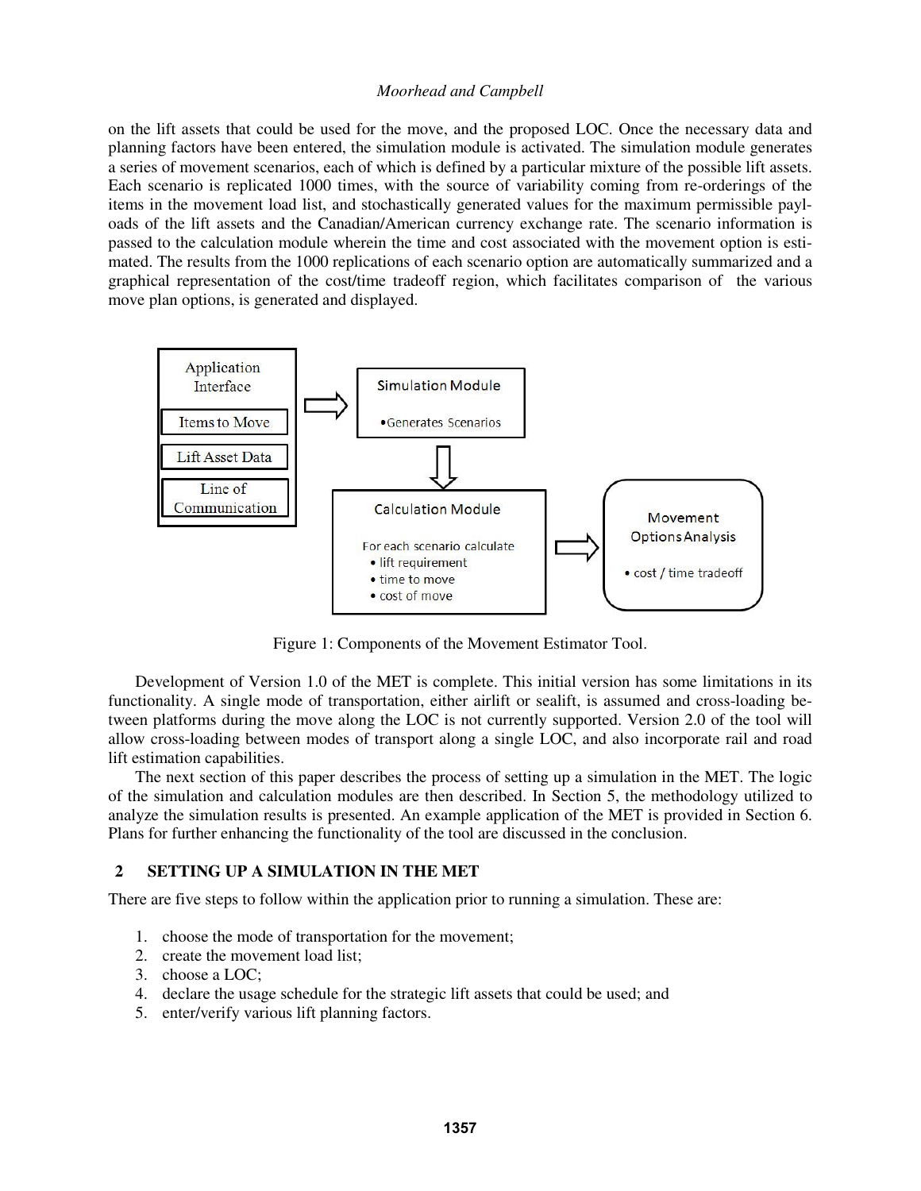on the lift assets that could be used for the move, and the proposed LOC. Once the necessary data and planning factors have been entered, the simulation module is activated. The simulation module generates a series of movement scenarios, each of which is defined by a particular mixture of the possible lift assets. Each scenario is replicated 1000 times, with the source of variability coming from re-orderings of the items in the movement load list, and stochastically generated values for the maximum permissible payloads of the lift assets and the Canadian/American currency exchange rate. The scenario information is passed to the calculation module wherein the time and cost associated with the movement option is estimated. The results from the 1000 replications of each scenario option are automatically summarized and a graphical representation of the cost/time tradeoff region, which facilitates comparison of the various move plan options, is generated and displayed.

Figure 1: Components of the Movement Estimator Tool.

Development of Version 1.0 of the MET is complete. This initial version has some limitations in its functionality. A single mode of transportation, either airlift or sealift, is assumed and cross-loading between platforms during the move along the LOC is not currently supported. Version 2.0 of the tool will allow cross-loading between modes of transport along a single LOC, and also incorporate rail and road lift estimation capabilities.

The next section of this paper describes the process of setting up a simulation in the MET. The logic of the simulation and calculation modules are then described. In Section 5, the methodology utilized to analyze the simulation results is presented. An example application of the MET is provided in Section 6. Plans for further enhancing the functionality of the tool are discussed in the conclusion.

## 2 SETTING UP A SIMULATION IN THE MET

There are five steps to follow within the application prior to running a simulation. These are:

1. choose the mode of transportation for the movement;
2. create the movement load list;
3. choose a LOC;
4. declare the usage schedule for the strategic lift assets that could be used; and
5. enter/verify various lift planning factors.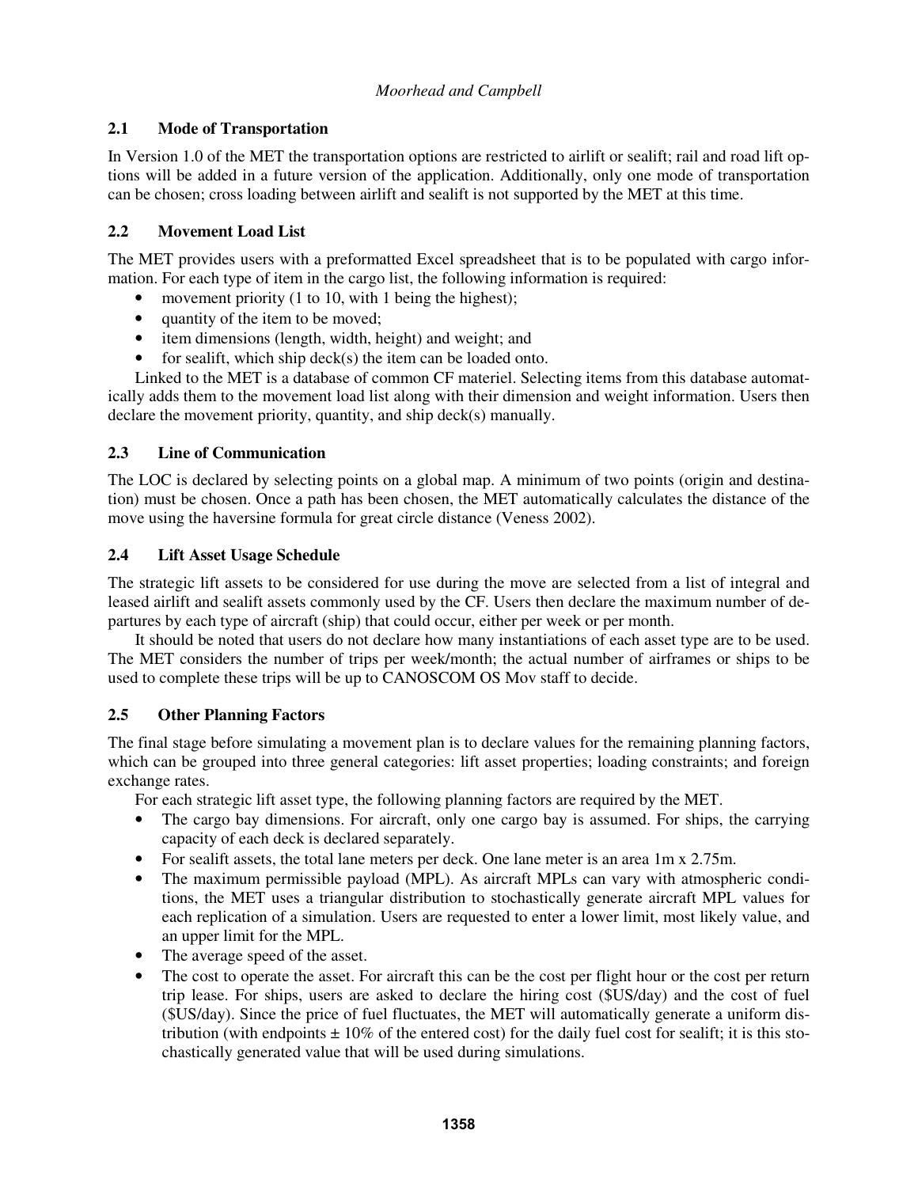### 2.1 Mode of Transportation

In Version 1.0 of the MET the transportation options are restricted to airlift or sealift; rail and road lift options will be added in a future version of the application. Additionally, only one mode of transportation can be chosen; cross loading between airlift and sealift is not supported by the MET at this time.

### 2.2 Movement Load List

The MET provides users with a preformatted Excel spreadsheet that is to be populated with cargo information. For each type of item in the cargo list, the following information is required:

- movement priority (1 to 10, with 1 being the highest);
- quantity of the item to be moved;
- item dimensions (length, width, height) and weight; and
- for sealift, which ship deck(s) the item can be loaded onto.

Linked to the MET is a database of common CF materiel. Selecting items from this database automatically adds them to the movement load list along with their dimension and weight information. Users then declare the movement priority, quantity, and ship deck(s) manually.

### 2.3 Line of Communication

The LOC is declared by selecting points on a global map. A minimum of two points (origin and destination) must be chosen. Once a path has been chosen, the MET automatically calculates the distance of the move using the haversine formula for great circle distance (Veness 2002).

### 2.4 Lift Asset Usage Schedule

The strategic lift assets to be considered for use during the move are selected from a list of integral and leased airlift and sealift assets commonly used by the CF. Users then declare the maximum number of departures by each type of aircraft (ship) that could occur, either per week or per month.

It should be noted that users do not declare how many instantiations of each asset type are to be used. The MET considers the number of trips per week/month; the actual number of airframes or ships to be used to complete these trips will be up to CANOSCOM OS Mov staff to decide.

### 2.5 Other Planning Factors

The final stage before simulating a movement plan is to declare values for the remaining planning factors, which can be grouped into three general categories: lift asset properties; loading constraints; and foreign exchange rates.

For each strategic lift asset type, the following planning factors are required by the MET.

- The cargo bay dimensions. For aircraft, only one cargo bay is assumed. For ships, the carrying capacity of each deck is declared separately.
- For sealift assets, the total lane meters per deck. One lane meter is an area 1m x 2.75m.
- The maximum permissible payload (MPL). As aircraft MPLs can vary with atmospheric conditions, the MET uses a triangular distribution to stochastically generate aircraft MPL values for each replication of a simulation. Users are requested to enter a lower limit, most likely value, and an upper limit for the MPL.
- The average speed of the asset.
- The cost to operate the asset. For aircraft this can be the cost per flight hour or the cost per return trip lease. For ships, users are asked to declare the hiring cost ($US/day) and the cost of fuel ($US/day). Since the price of fuel fluctuates, the MET will automatically generate a uniform distribution (with endpoints $\pm$ 10% of the entered cost) for the daily fuel cost for sealift; it is this stochastically generated value that will be used during simulations.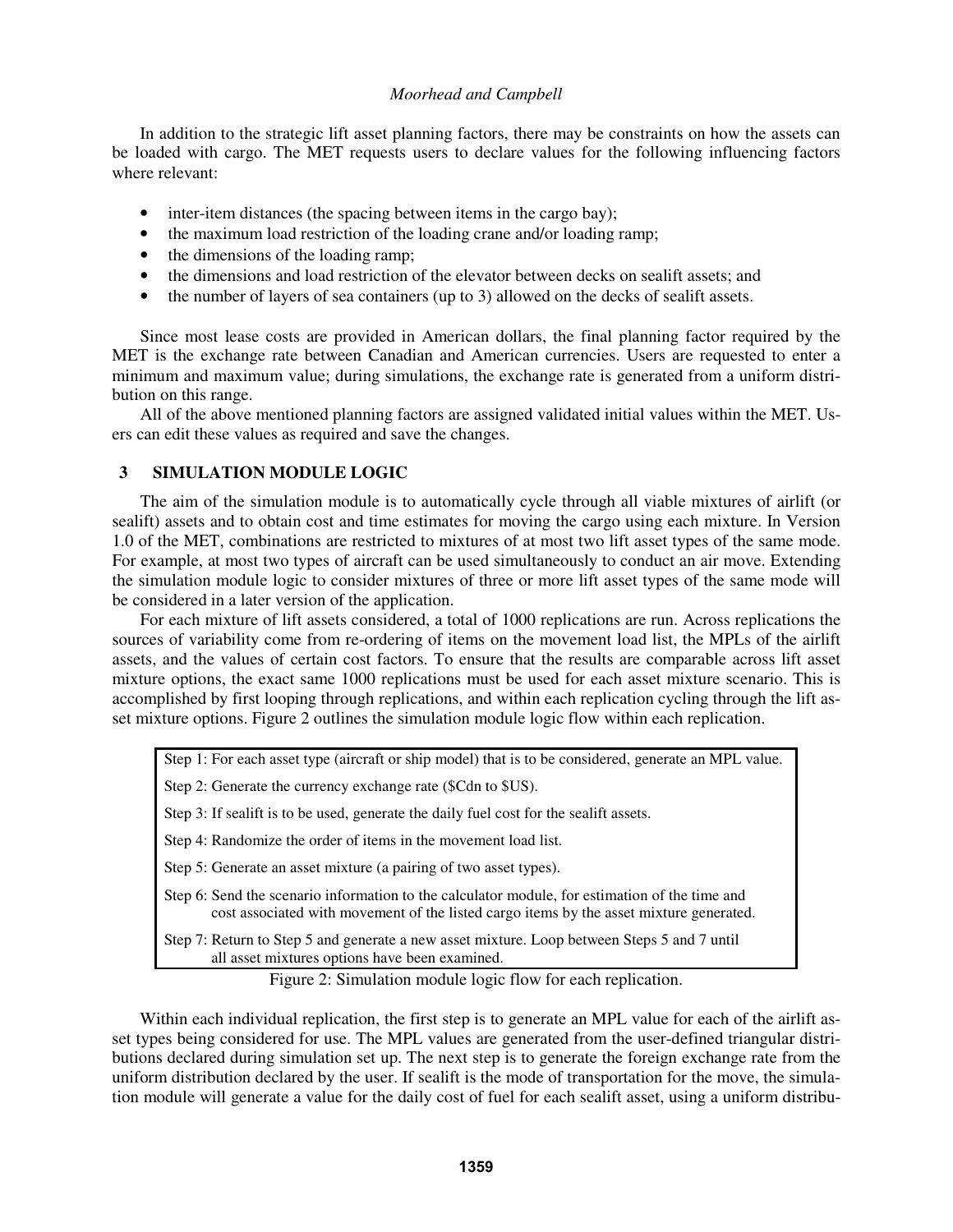In addition to the strategic lift asset planning factors, there may be constraints on how the assets can be loaded with cargo. The MET requests users to declare values for the following influencing factors where relevant:

- inter-item distances (the spacing between items in the cargo bay);
- the maximum load restriction of the loading crane and/or loading ramp;
- the dimensions of the loading ramp;
- the dimensions and load restriction of the elevator between decks on sealift assets; and
- the number of layers of sea containers (up to 3) allowed on the decks of sealift assets.

Since most lease costs are provided in American dollars, the final planning factor required by the MET is the exchange rate between Canadian and American currencies. Users are requested to enter a minimum and maximum value; during simulations, the exchange rate is generated from a uniform distribution on this range.

All of the above mentioned planning factors are assigned validated initial values within the MET. Users can edit these values as required and save the changes.

## 3 SIMULATION MODULE LOGIC

The aim of the simulation module is to automatically cycle through all viable mixtures of airlift (or sealift) assets and to obtain cost and time estimates for moving the cargo using each mixture. In Version 1.0 of the MET, combinations are restricted to mixtures of at most two lift asset types of the same mode. For example, at most two types of aircraft can be used simultaneously to conduct an air move. Extending the simulation module logic to consider mixtures of three or more lift asset types of the same mode will be considered in a later version of the application.

For each mixture of lift assets considered, a total of 1000 replications are run. Across replications the sources of variability come from re-ordering of items on the movement load list, the MPLs of the airlift assets, and the values of certain cost factors. To ensure that the results are comparable across lift asset mixture options, the exact same 1000 replications must be used for each asset mixture scenario. This is accomplished by first looping through replications, and within each replication cycling through the lift asset mixture options. Figure 2 outlines the simulation module logic flow within each replication.

Step 1: For each asset type (aircraft or ship model) that is to be considered, generate an MPL value.

Step 2: Generate the currency exchange rate ($Cdn to $US).

Step 3: If sealift is to be used, generate the daily fuel cost for the sealift assets.

Step 4: Randomize the order of items in the movement load list.

Step 5: Generate an asset mixture (a pairing of two asset types).

Step 6: Send the scenario information to the calculator module, for estimation of the time and cost associated with movement of the listed cargo items by the asset mixture generated.

Step 7: Return to Step 5 and generate a new asset mixture. Loop between Steps 5 and 7 until all asset mixtures options have been examined.

Figure 2: Simulation module logic flow for each replication.

Within each individual replication, the first step is to generate an MPL value for each of the airlift asset types being considered for use. The MPL values are generated from the user-defined triangular distributions declared during simulation set up. The next step is to generate the foreign exchange rate from the uniform distribution declared by the user. If sealift is the mode of transportation for the move, the simulation module will generate a value for the daily cost of fuel for each sealift asset, using a uniform distribu-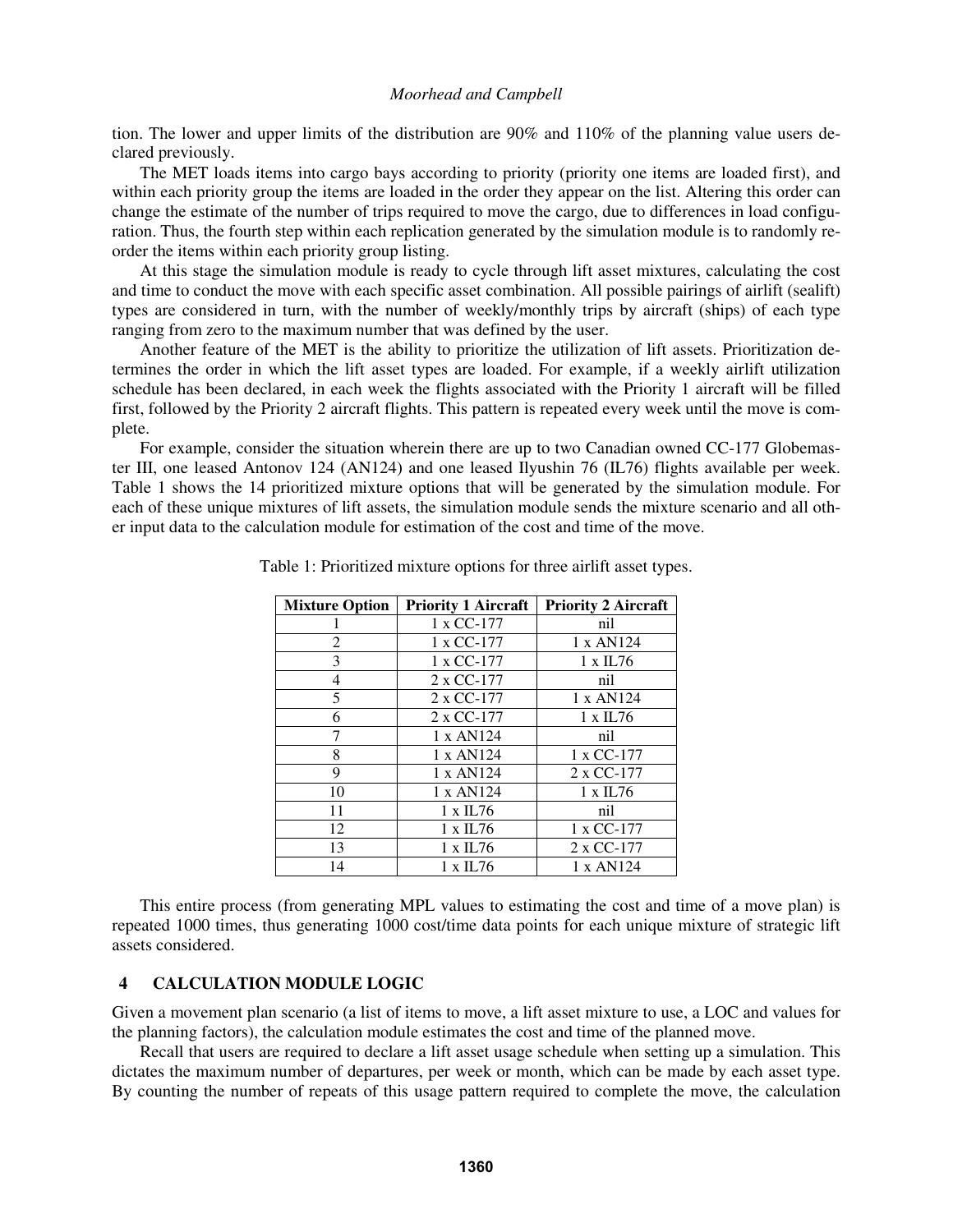tion. The lower and upper limits of the distribution are 90% and 110% of the planning value users declared previously.

The MET loads items into cargo bays according to priority (priority one items are loaded first), and within each priority group the items are loaded in the order they appear on the list. Altering this order can change the estimate of the number of trips required to move the cargo, due to differences in load configuration. Thus, the fourth step within each replication generated by the simulation module is to randomly reorder the items within each priority group listing.

At this stage the simulation module is ready to cycle through lift asset mixtures, calculating the cost and time to conduct the move with each specific asset combination. All possible pairings of airlift (sealift) types are considered in turn, with the number of weekly/monthly trips by aircraft (ships) of each type ranging from zero to the maximum number that was defined by the user.

Another feature of the MET is the ability to prioritize the utilization of lift assets. Prioritization determines the order in which the lift asset types are loaded. For example, if a weekly airlift utilization schedule has been declared, in each week the flights associated with the Priority 1 aircraft will be filled first, followed by the Priority 2 aircraft flights. This pattern is repeated every week until the move is complete.

For example, consider the situation wherein there are up to two Canadian owned CC-177 Globemaster III, one leased Antonov 124 (AN124) and one leased Ilyushin 76 (IL76) flights available per week. Table 1 shows the 14 prioritized mixture options that will be generated by the simulation module. For each of these unique mixtures of lift assets, the simulation module sends the mixture scenario and all other input data to the calculation module for estimation of the cost and time of the move.

Table 1: Prioritized mixture options for three airlift asset types.

| Mixture Option | Priority 1 Aircraft | Priority 2 Aircraft |
|---|---|---|
| 1 | 1 x CC-177 | nil |
| 2 | 1 x CC-177 | 1 x AN124 |
| 3 | 1 x CC-177 | 1 x IL76 |
| 4 | 2 x CC-177 | nil |
| 5 | 2 x CC-177 | 1 x AN124 |
| 6 | 2 x CC-177 | 1 x IL76 |
| 7 | 1 x AN124 | nil |
| 8 | 1 x AN124 | 1 x CC-177 |
| 9 | 1 x AN124 | 2 x CC-177 |
| 10 | 1 x AN124 | 1 x IL76 |
| 11 | 1 x IL76 | nil |
| 12 | 1 x IL76 | 1 x CC-177 |
| 13 | 1 x IL76 | 2 x CC-177 |
| 14 | 1 x IL76 | 1 x AN124 |

This entire process (from generating MPL values to estimating the cost and time of a move plan) is repeated 1000 times, thus generating 1000 cost/time data points for each unique mixture of strategic lift assets considered.

## 4 CALCULATION MODULE LOGIC

Given a movement plan scenario (a list of items to move, a lift asset mixture to use, a LOC and values for the planning factors), the calculation module estimates the cost and time of the planned move.

Recall that users are required to declare a lift asset usage schedule when setting up a simulation. This dictates the maximum number of departures, per week or month, which can be made by each asset type. By counting the number of repeats of this usage pattern required to complete the move, the calculation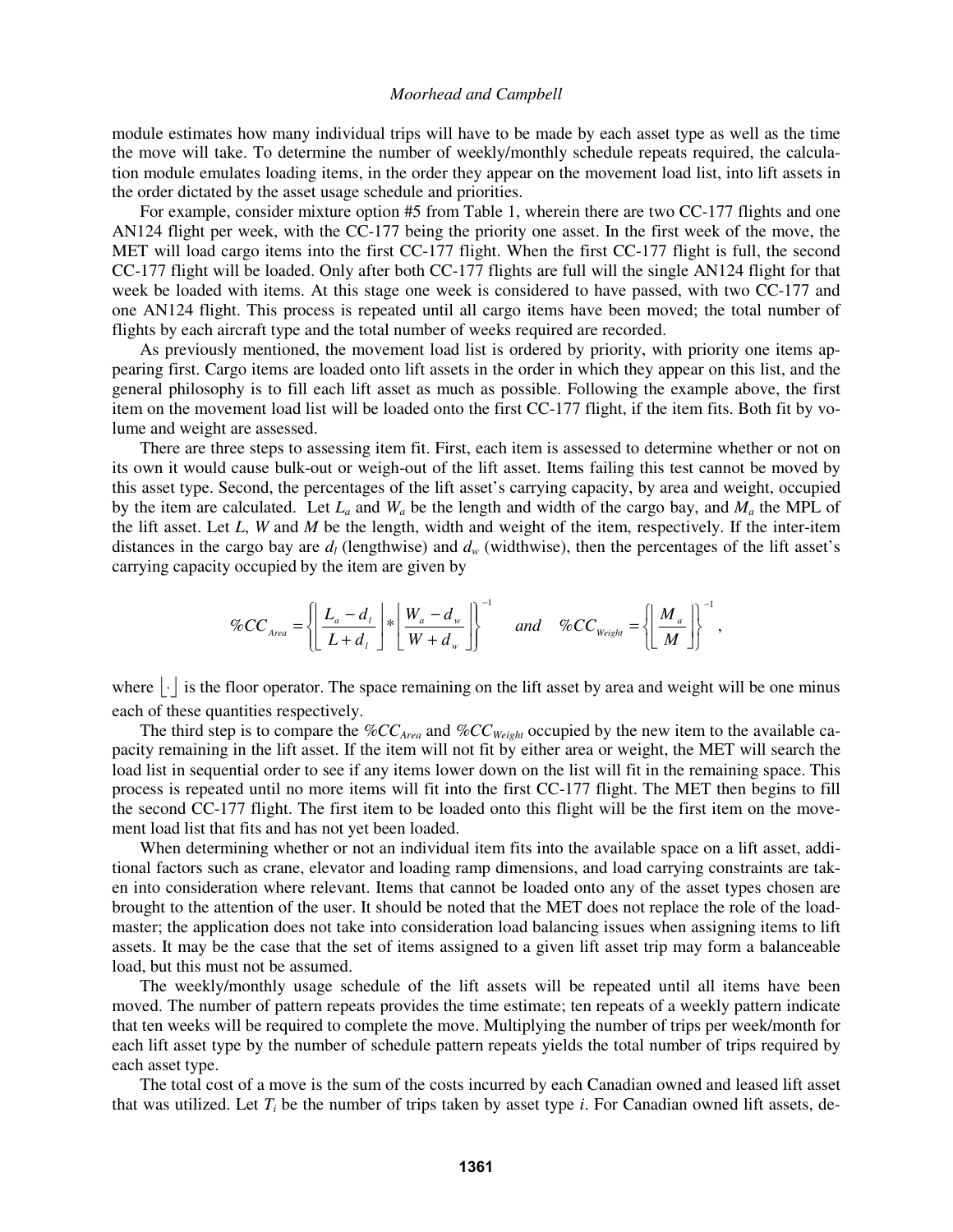module estimates how many individual trips will have to be made by each asset type as well as the time the move will take. To determine the number of weekly/monthly schedule repeats required, the calculation module emulates loading items, in the order they appear on the movement load list, into lift assets in the order dictated by the asset usage schedule and priorities.

For example, consider mixture option #5 from Table 1, wherein there are two CC-177 flights and one AN124 flight per week, with the CC-177 being the priority one asset. In the first week of the move, the MET will load cargo items into the first CC-177 flight. When the first CC-177 flight is full, the second CC-177 flight will be loaded. Only after both CC-177 flights are full will the single AN124 flight for that week be loaded with items. At this stage one week is considered to have passed, with two CC-177 and one AN124 flight. This process is repeated until all cargo items have been moved; the total number of flights by each aircraft type and the total number of weeks required are recorded.

As previously mentioned, the movement load list is ordered by priority, with priority one items appearing first. Cargo items are loaded onto lift assets in the order in which they appear on this list, and the general philosophy is to fill each lift asset as much as possible. Following the example above, the first item on the movement load list will be loaded onto the first CC-177 flight, if the item fits. Both fit by volume and weight are assessed.

There are three steps to assessing item fit. First, each item is assessed to determine whether or not on its own it would cause bulk-out or weigh-out of the lift asset. Items failing this test cannot be moved by this asset type. Second, the percentages of the lift asset's carrying capacity, by area and weight, occupied by the item are calculated. Let $L_a$ and $W_a$ be the length and width of the cargo bay, and $M_a$ the MPL of the lift asset. Let $L$, $W$ and $M$ be the length, width and weight of the item, respectively. If the inter-item distances in the cargo bay are $d_l$ (lengthwise) and $d_w$ (widthwise), then the percentages of the lift asset's carrying capacity occupied by the item are given by

$$\%CC_{Area} = \left\{ \left\lfloor \frac{L_a - d_l}{L + d_l} \right\rfloor * \left\lfloor \frac{W_a - d_w}{W + d_w} \right\rfloor \right\}^{-1} \quad and \quad \%CC_{Weight} = \left\{ \left\lfloor \frac{M_a}{M} \right\rfloor \right\}^{-1},$$

where $\lfloor \cdot \rfloor$ is the floor operator. The space remaining on the lift asset by area and weight will be one minus each of these quantities respectively.

The third step is to compare the $\%CC_{Area}$ and $\%CC_{Weight}$ occupied by the new item to the available capacity remaining in the lift asset. If the item will not fit by either area or weight, the MET will search the load list in sequential order to see if any items lower down on the list will fit in the remaining space. This process is repeated until no more items will fit into the first CC-177 flight. The MET then begins to fill the second CC-177 flight. The first item to be loaded onto this flight will be the first item on the movement load list that fits and has not yet been loaded.

When determining whether or not an individual item fits into the available space on a lift asset, additional factors such as crane, elevator and loading ramp dimensions, and load carrying constraints are taken into consideration where relevant. Items that cannot be loaded onto any of the asset types chosen are brought to the attention of the user. It should be noted that the MET does not replace the role of the loadmaster; the application does not take into consideration load balancing issues when assigning items to lift assets. It may be the case that the set of items assigned to a given lift asset trip may form a balanceable load, but this must not be assumed.

The weekly/monthly usage schedule of the lift assets will be repeated until all items have been moved. The number of pattern repeats provides the time estimate; ten repeats of a weekly pattern indicate that ten weeks will be required to complete the move. Multiplying the number of trips per week/month for each lift asset type by the number of schedule pattern repeats yields the total number of trips required by each asset type.

The total cost of a move is the sum of the costs incurred by each Canadian owned and leased lift asset that was utilized. Let $T_i$ be the number of trips taken by asset type $i$. For Canadian owned lift assets, de-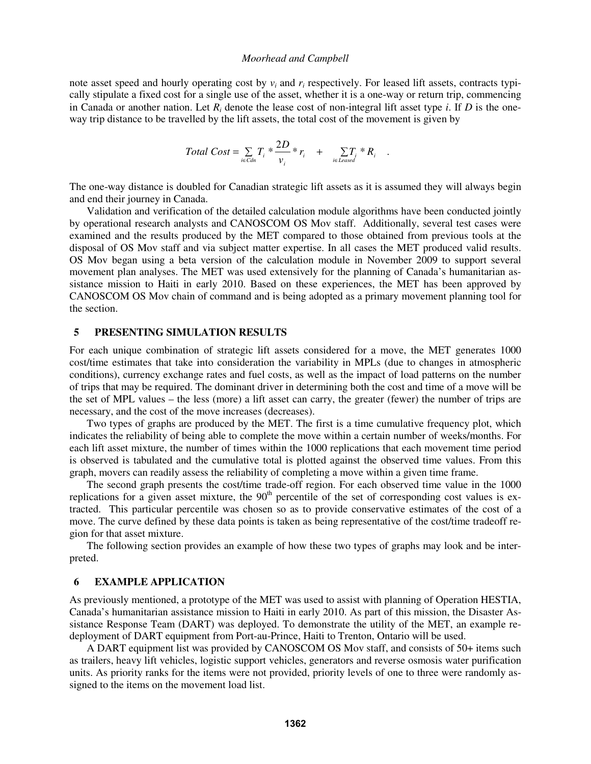note asset speed and hourly operating cost by $v_i$ and $r_i$ respectively. For leased lift assets, contracts typically stipulate a fixed cost for a single use of the asset, whether it is a one-way or return trip, commencing in Canada or another nation. Let $R_i$ denote the lease cost of non-integral lift asset type $i$. If $D$ is the one-way trip distance to be travelled by the lift assets, the total cost of the movement is given by

$$Total\ Cost = \sum_{i \in Cdn} T_i * \frac{2D}{v_i} * r_i \quad + \quad \sum_{i \in Leased} T_i * R_i \quad .$$

The one-way distance is doubled for Canadian strategic lift assets as it is assumed they will always begin and end their journey in Canada.

Validation and verification of the detailed calculation module algorithms have been conducted jointly by operational research analysts and CANOSCOM OS Mov staff. Additionally, several test cases were examined and the results produced by the MET compared to those obtained from previous tools at the disposal of OS Mov staff and via subject matter expertise. In all cases the MET produced valid results. OS Mov began using a beta version of the calculation module in November 2009 to support several movement plan analyses. The MET was used extensively for the planning of Canada's humanitarian assistance mission to Haiti in early 2010. Based on these experiences, the MET has been approved by CANOSCOM OS Mov chain of command and is being adopted as a primary movement planning tool for the section.

## 5 PRESENTING SIMULATION RESULTS

For each unique combination of strategic lift assets considered for a move, the MET generates 1000 cost/time estimates that take into consideration the variability in MPLs (due to changes in atmospheric conditions), currency exchange rates and fuel costs, as well as the impact of load patterns on the number of trips that may be required. The dominant driver in determining both the cost and time of a move will be the set of MPL values – the less (more) a lift asset can carry, the greater (fewer) the number of trips are necessary, and the cost of the move increases (decreases).

Two types of graphs are produced by the MET. The first is a time cumulative frequency plot, which indicates the reliability of being able to complete the move within a certain number of weeks/months. For each lift asset mixture, the number of times within the 1000 replications that each movement time period is observed is tabulated and the cumulative total is plotted against the observed time values. From this graph, movers can readily assess the reliability of completing a move within a given time frame.

The second graph presents the cost/time trade-off region. For each observed time value in the 1000 replications for a given asset mixture, the 90$^{th}$ percentile of the set of corresponding cost values is extracted. This particular percentile was chosen so as to provide conservative estimates of the cost of a move. The curve defined by these data points is taken as being representative of the cost/time tradeoff region for that asset mixture.

The following section provides an example of how these two types of graphs may look and be interpreted.

## 6 EXAMPLE APPLICATION

As previously mentioned, a prototype of the MET was used to assist with planning of Operation HESTIA, Canada's humanitarian assistance mission to Haiti in early 2010. As part of this mission, the Disaster Assistance Response Team (DART) was deployed. To demonstrate the utility of the MET, an example redeployment of DART equipment from Port-au-Prince, Haiti to Trenton, Ontario will be used.

A DART equipment list was provided by CANOSCOM OS Mov staff, and consists of 50+ items such as trailers, heavy lift vehicles, logistic support vehicles, generators and reverse osmosis water purification units. As priority ranks for the items were not provided, priority levels of one to three were randomly assigned to the items on the movement load list.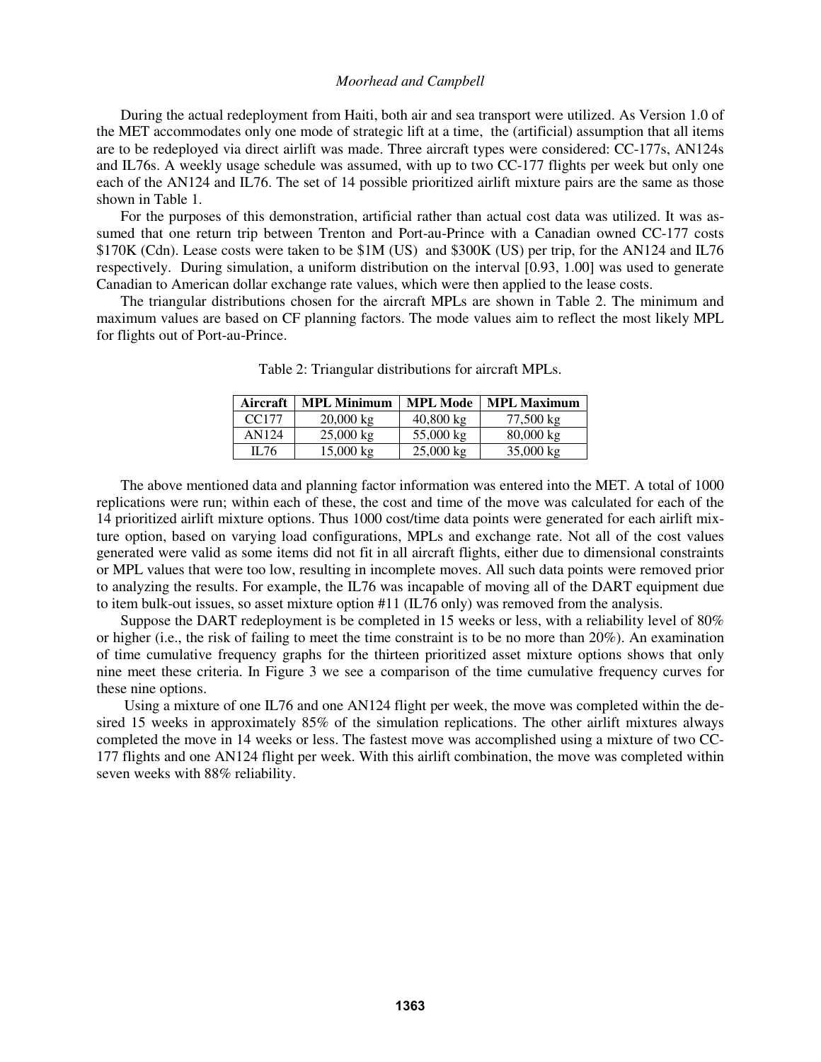During the actual redeployment from Haiti, both air and sea transport were utilized. As Version 1.0 of the MET accommodates only one mode of strategic lift at a time, the (artificial) assumption that all items are to be redeployed via direct airlift was made. Three aircraft types were considered: CC-177s, AN124s and IL76s. A weekly usage schedule was assumed, with up to two CC-177 flights per week but only one each of the AN124 and IL76. The set of 14 possible prioritized airlift mixture pairs are the same as those shown in Table 1.

For the purposes of this demonstration, artificial rather than actual cost data was utilized. It was assumed that one return trip between Trenton and Port-au-Prince with a Canadian owned CC-177 costs \$170K (Cdn). Lease costs were taken to be \$1M (US) and \$300K (US) per trip, for the AN124 and IL76 respectively. During simulation, a uniform distribution on the interval [0.93, 1.00] was used to generate Canadian to American dollar exchange rate values, which were then applied to the lease costs.

The triangular distributions chosen for the aircraft MPLs are shown in Table 2. The minimum and maximum values are based on CF planning factors. The mode values aim to reflect the most likely MPL for flights out of Port-au-Prince.

Table 2: Triangular distributions for aircraft MPLs.

| Aircraft | MPL Minimum | MPL Mode | MPL Maximum |
|---|---|---|---|
| CC177 | 20,000 kg | 40,800 kg | 77,500 kg |
| AN124 | 25,000 kg | 55,000 kg | 80,000 kg |
| IL76 | 15,000 kg | 25,000 kg | 35,000 kg |

The above mentioned data and planning factor information was entered into the MET. A total of 1000 replications were run; within each of these, the cost and time of the move was calculated for each of the 14 prioritized airlift mixture options. Thus 1000 cost/time data points were generated for each airlift mixture option, based on varying load configurations, MPLs and exchange rate. Not all of the cost values generated were valid as some items did not fit in all aircraft flights, either due to dimensional constraints or MPL values that were too low, resulting in incomplete moves. All such data points were removed prior to analyzing the results. For example, the IL76 was incapable of moving all of the DART equipment due to item bulk-out issues, so asset mixture option #11 (IL76 only) was removed from the analysis.

Suppose the DART redeployment is be completed in 15 weeks or less, with a reliability level of 80% or higher (i.e., the risk of failing to meet the time constraint is to be no more than 20%). An examination of time cumulative frequency graphs for the thirteen prioritized asset mixture options shows that only nine meet these criteria. In Figure 3 we see a comparison of the time cumulative frequency curves for these nine options.

Using a mixture of one IL76 and one AN124 flight per week, the move was completed within the desired 15 weeks in approximately 85% of the simulation replications. The other airlift mixtures always completed the move in 14 weeks or less. The fastest move was accomplished using a mixture of two CC-177 flights and one AN124 flight per week. With this airlift combination, the move was completed within seven weeks with 88% reliability.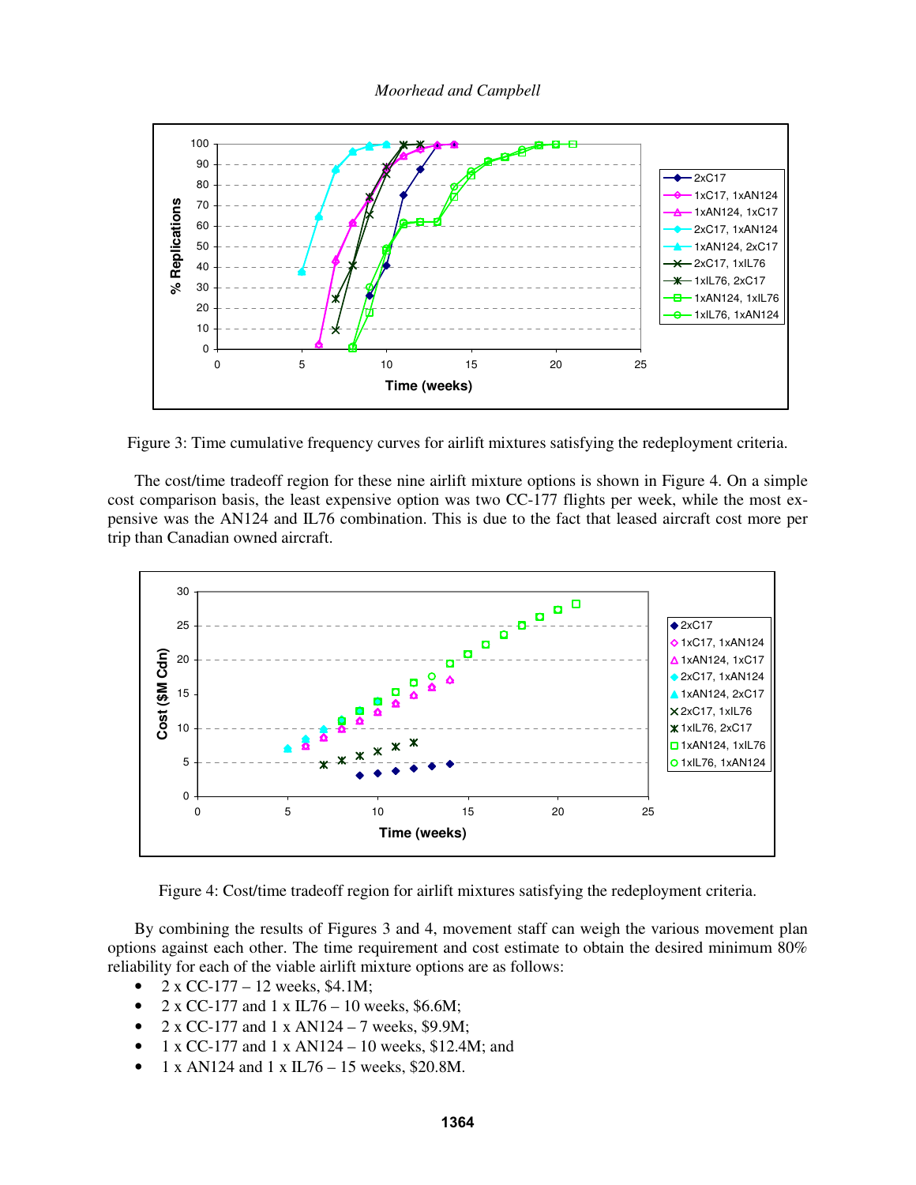Figure 3: Time cumulative frequency curves for airlift mixtures satisfying the redeployment criteria.

The cost/time tradeoff region for these nine airlift mixture options is shown in Figure 4. On a simple cost comparison basis, the least expensive option was two CC-177 flights per week, while the most expensive was the AN124 and IL76 combination. This is due to the fact that leased aircraft cost more per trip than Canadian owned aircraft.

Figure 4: Cost/time tradeoff region for airlift mixtures satisfying the redeployment criteria.

By combining the results of Figures 3 and 4, movement staff can weigh the various movement plan options against each other. The time requirement and cost estimate to obtain the desired minimum 80% reliability for each of the viable airlift mixture options are as follows:

- 2 x CC-177 – 12 weeks, $4.1M;
- 2 x CC-177 and 1 x IL76 – 10 weeks, $6.6M;
- 2 x CC-177 and 1 x AN124 – 7 weeks, $9.9M;
- 1 x CC-177 and 1 x AN124 – 10 weeks, $12.4M; and
- 1 x AN124 and 1 x IL76 – 15 weeks, $20.8M.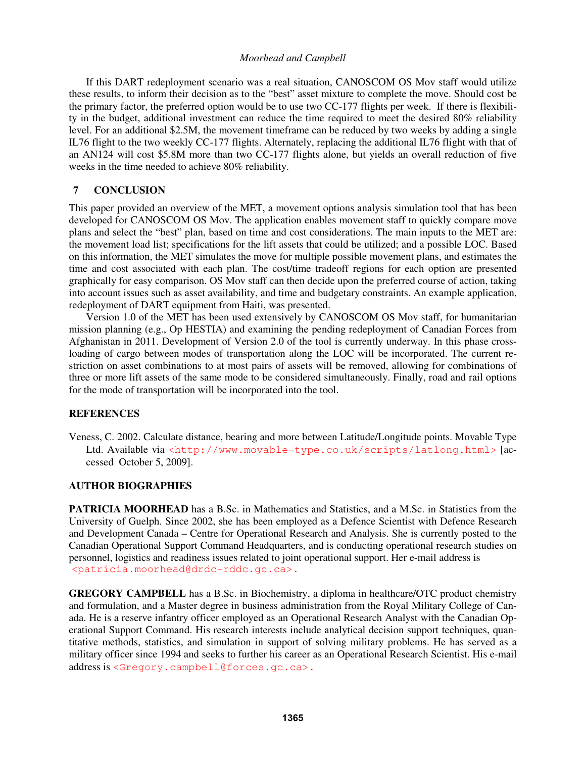If this DART redeployment scenario was a real situation, CANOSCOM OS Mov staff would utilize these results, to inform their decision as to the "best" asset mixture to complete the move. Should cost be the primary factor, the preferred option would be to use two CC-177 flights per week. If there is flexibility in the budget, additional investment can reduce the time required to meet the desired 80% reliability level. For an additional $2.5M, the movement timeframe can be reduced by two weeks by adding a single IL76 flight to the two weekly CC-177 flights. Alternately, replacing the additional IL76 flight with that of an AN124 will cost $5.8M more than two CC-177 flights alone, but yields an overall reduction of five weeks in the time needed to achieve 80% reliability.

## 7 CONCLUSION

This paper provided an overview of the MET, a movement options analysis simulation tool that has been developed for CANOSCOM OS Mov. The application enables movement staff to quickly compare move plans and select the "best" plan, based on time and cost considerations. The main inputs to the MET are: the movement load list; specifications for the lift assets that could be utilized; and a possible LOC. Based on this information, the MET simulates the move for multiple possible movement plans, and estimates the time and cost associated with each plan. The cost/time tradeoff regions for each option are presented graphically for easy comparison. OS Mov staff can then decide upon the preferred course of action, taking into account issues such as asset availability, and time and budgetary constraints. An example application, redeployment of DART equipment from Haiti, was presented.

Version 1.0 of the MET has been used extensively by CANOSCOM OS Mov staff, for humanitarian mission planning (e.g., Op HESTIA) and examining the pending redeployment of Canadian Forces from Afghanistan in 2011. Development of Version 2.0 of the tool is currently underway. In this phase cross-loading of cargo between modes of transportation along the LOC will be incorporated. The current restriction on asset combinations to at most pairs of assets will be removed, allowing for combinations of three or more lift assets of the same mode to be considered simultaneously. Finally, road and rail options for the mode of transportation will be incorporated into the tool.

## REFERENCES

Veness, C. 2002. Calculate distance, bearing and more between Latitude/Longitude points. Movable Type Ltd. Available via <http://www.movable-type.co.uk/scripts/latlong.html> [accessed October 5, 2009].

## AUTHOR BIOGRAPHIES

**PATRICIA MOORHEAD** has a B.Sc. in Mathematics and Statistics, and a M.Sc. in Statistics from the University of Guelph. Since 2002, she has been employed as a Defence Scientist with Defence Research and Development Canada – Centre for Operational Research and Analysis. She is currently posted to the Canadian Operational Support Command Headquarters, and is conducting operational research studies on personnel, logistics and readiness issues related to joint operational support. Her e-mail address is <patricia.moorhead@drdc-rddc.gc.ca>.

**GREGORY CAMPBELL** has a B.Sc. in Biochemistry, a diploma in healthcare/OTC product chemistry and formulation, and a Master degree in business administration from the Royal Military College of Canada. He is a reserve infantry officer employed as an Operational Research Analyst with the Canadian Operational Support Command. His research interests include analytical decision support techniques, quantitative methods, statistics, and simulation in support of solving military problems. He has served as a military officer since 1994 and seeks to further his career as an Operational Research Scientist. His e-mail address is <Gregory.campbell@forces.gc.ca>.